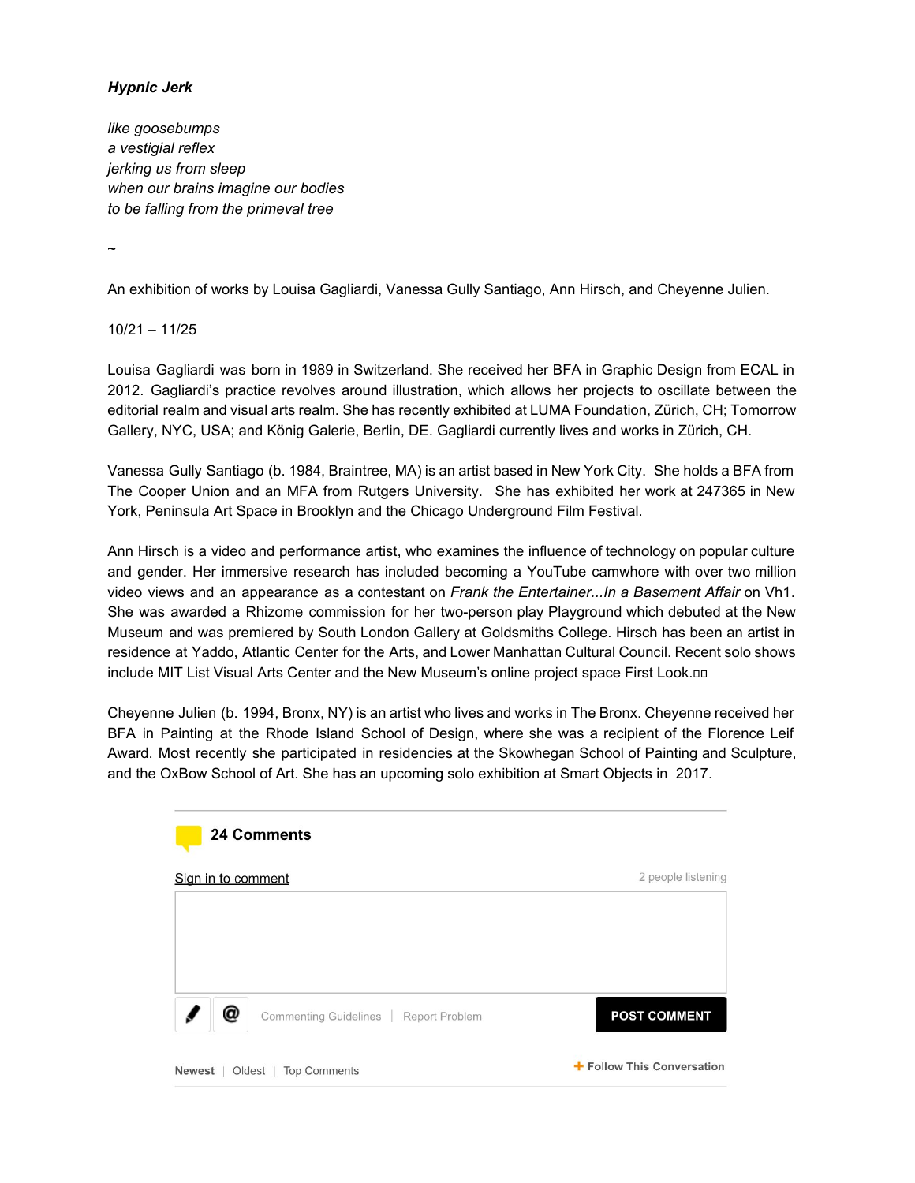***Hypnic Jerk***

*like goosebumps*
*a vestigial reflex*
*jerking us from sleep*
*when our brains imagine our bodies*
*to be falling from the primeval tree*

~

An exhibition of works by Louisa Gagliardi, Vanessa Gully Santiago, Ann Hirsch, and Cheyenne Julien.

10/21 – 11/25

Louisa Gagliardi was born in 1989 in Switzerland. She received her BFA in Graphic Design from ECAL in 2012. Gagliardi's practice revolves around illustration, which allows her projects to oscillate between the editorial realm and visual arts realm. She has recently exhibited at LUMA Foundation, Zürich, CH; Tomorrow Gallery, NYC, USA; and König Galerie, Berlin, DE. Gagliardi currently lives and works in Zürich, CH.

Vanessa Gully Santiago (b. 1984, Braintree, MA) is an artist based in New York City. She holds a BFA from The Cooper Union and an MFA from Rutgers University. She has exhibited her work at 247365 in New York, Peninsula Art Space in Brooklyn and the Chicago Underground Film Festival.

Ann Hirsch is a video and performance artist, who examines the influence of technology on popular culture and gender. Her immersive research has included becoming a YouTube camwhore with over two million video views and an appearance as a contestant on *Frank the Entertainer...In a Basement Affair* on Vh1. She was awarded a Rhizome commission for her two-person play Playground which debuted at the New Museum and was premiered by South London Gallery at Goldsmiths College. Hirsch has been an artist in residence at Yaddo, Atlantic Center for the Arts, and Lower Manhattan Cultural Council. Recent solo shows include MIT List Visual Arts Center and the New Museum's online project space First Look.

Cheyenne Julien (b. 1994, Bronx, NY) is an artist who lives and works in The Bronx. Cheyenne received her BFA in Painting at the Rhode Island School of Design, where she was a recipient of the Florence Leif Award. Most recently she participated in residencies at the Skowhegan School of Painting and Sculpture, and the OxBow School of Art. She has an upcoming solo exhibition at Smart Objects in 2017.

**24 Comments**

Sign in to comment — 2 people listening

Commenting Guidelines | Report Problem — POST COMMENT

Newest | Oldest | Top Comments — + Follow This Conversation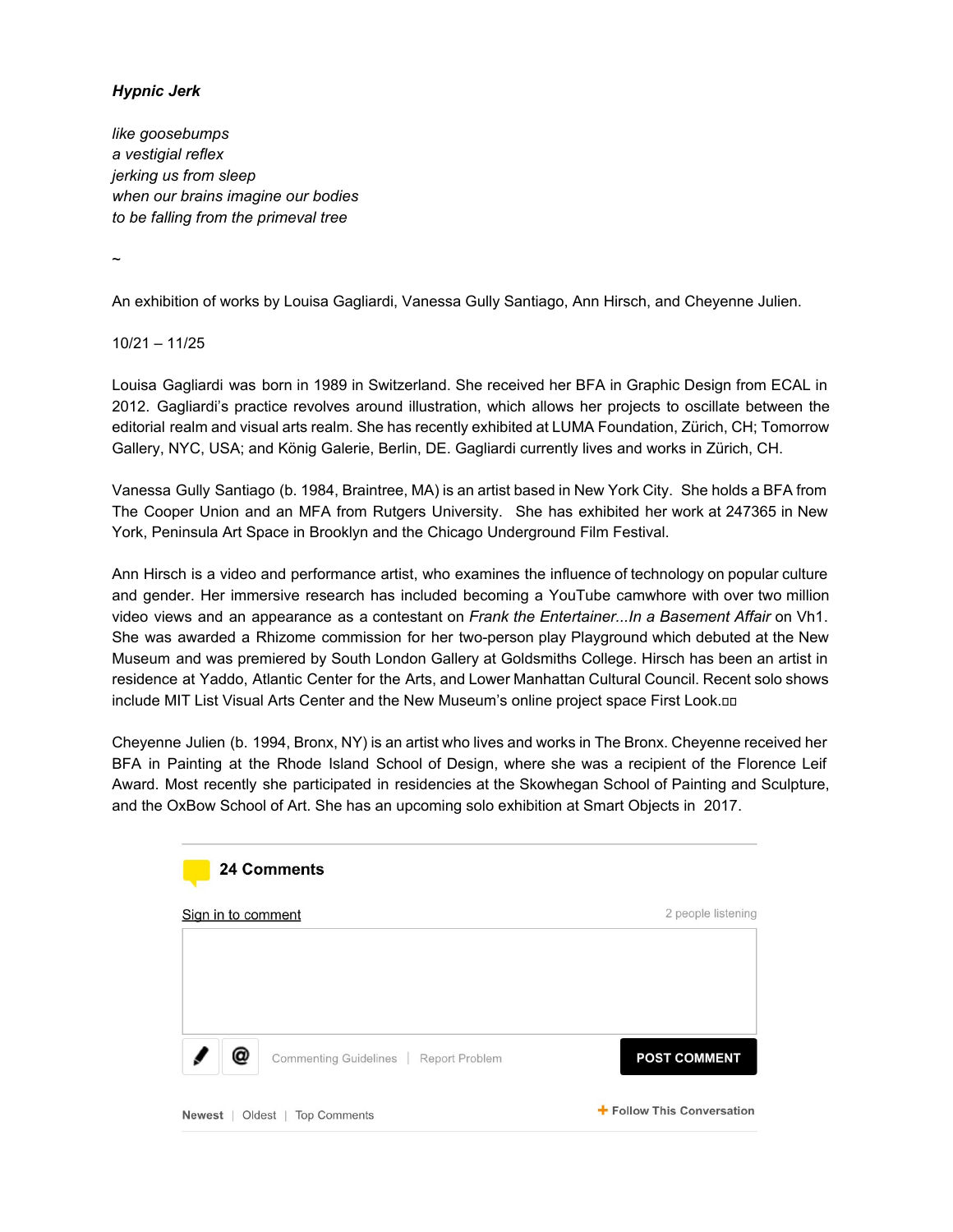***Hypnic Jerk***

*like goosebumps*
*a vestigial reflex*
*jerking us from sleep*
*when our brains imagine our bodies*
*to be falling from the primeval tree*

~

An exhibition of works by Louisa Gagliardi, Vanessa Gully Santiago, Ann Hirsch, and Cheyenne Julien.

10/21 – 11/25

Louisa Gagliardi was born in 1989 in Switzerland. She received her BFA in Graphic Design from ECAL in 2012. Gagliardi's practice revolves around illustration, which allows her projects to oscillate between the editorial realm and visual arts realm. She has recently exhibited at LUMA Foundation, Zürich, CH; Tomorrow Gallery, NYC, USA; and König Galerie, Berlin, DE. Gagliardi currently lives and works in Zürich, CH.

Vanessa Gully Santiago (b. 1984, Braintree, MA) is an artist based in New York City. She holds a BFA from The Cooper Union and an MFA from Rutgers University. She has exhibited her work at 247365 in New York, Peninsula Art Space in Brooklyn and the Chicago Underground Film Festival.

Ann Hirsch is a video and performance artist, who examines the influence of technology on popular culture and gender. Her immersive research has included becoming a YouTube camwhore with over two million video views and an appearance as a contestant on *Frank the Entertainer...In a Basement Affair* on Vh1. She was awarded a Rhizome commission for her two-person play Playground which debuted at the New Museum and was premiered by South London Gallery at Goldsmiths College. Hirsch has been an artist in residence at Yaddo, Atlantic Center for the Arts, and Lower Manhattan Cultural Council. Recent solo shows include MIT List Visual Arts Center and the New Museum's online project space First Look.

Cheyenne Julien (b. 1994, Bronx, NY) is an artist who lives and works in The Bronx. Cheyenne received her BFA in Painting at the Rhode Island School of Design, where she was a recipient of the Florence Leif Award. Most recently she participated in residencies at the Skowhegan School of Painting and Sculpture, and the OxBow School of Art. She has an upcoming solo exhibition at Smart Objects in 2017.

**24 Comments**

Sign in to comment

2 people listening

Commenting Guidelines | Report Problem

POST COMMENT

Newest | Oldest | Top Comments

+ Follow This Conversation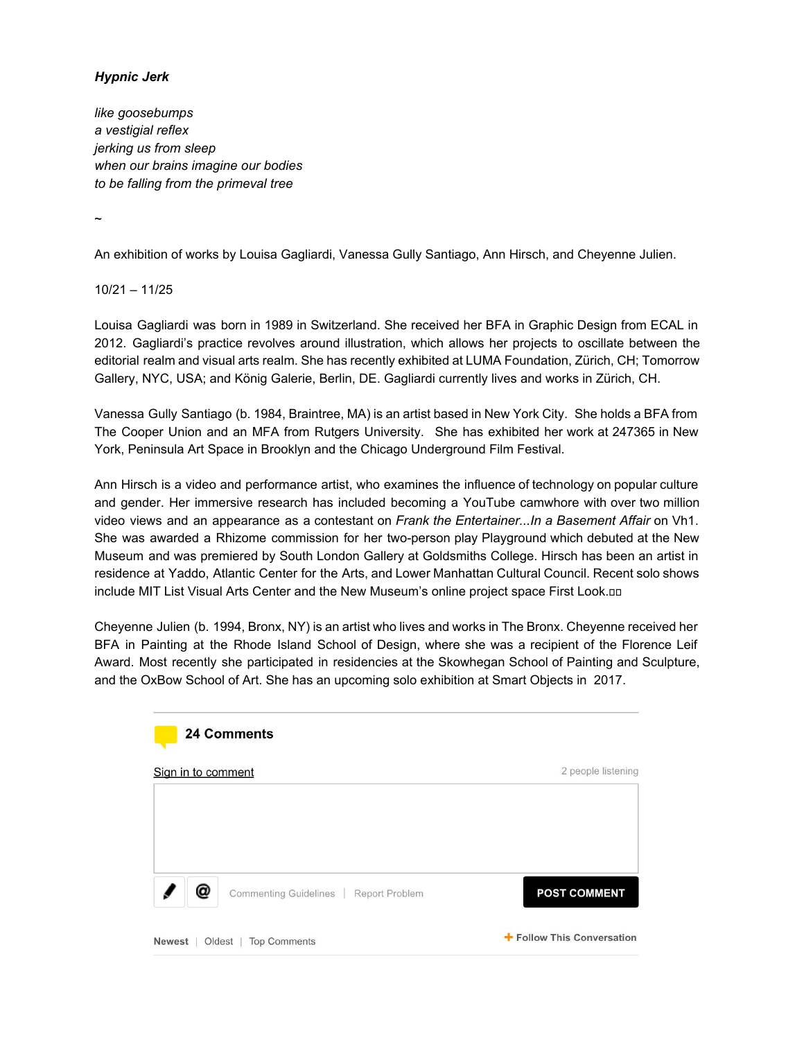***Hypnic Jerk***

*like goosebumps*
*a vestigial reflex*
*jerking us from sleep*
*when our brains imagine our bodies*
*to be falling from the primeval tree*

~

An exhibition of works by Louisa Gagliardi, Vanessa Gully Santiago, Ann Hirsch, and Cheyenne Julien.

10/21 – 11/25

Louisa Gagliardi was born in 1989 in Switzerland. She received her BFA in Graphic Design from ECAL in 2012. Gagliardi's practice revolves around illustration, which allows her projects to oscillate between the editorial realm and visual arts realm. She has recently exhibited at LUMA Foundation, Zürich, CH; Tomorrow Gallery, NYC, USA; and König Galerie, Berlin, DE. Gagliardi currently lives and works in Zürich, CH.

Vanessa Gully Santiago (b. 1984, Braintree, MA) is an artist based in New York City. She holds a BFA from The Cooper Union and an MFA from Rutgers University. She has exhibited her work at 247365 in New York, Peninsula Art Space in Brooklyn and the Chicago Underground Film Festival.

Ann Hirsch is a video and performance artist, who examines the influence of technology on popular culture and gender. Her immersive research has included becoming a YouTube camwhore with over two million video views and an appearance as a contestant on *Frank the Entertainer...In a Basement Affair* on Vh1. She was awarded a Rhizome commission for her two-person play Playground which debuted at the New Museum and was premiered by South London Gallery at Goldsmiths College. Hirsch has been an artist in residence at Yaddo, Atlantic Center for the Arts, and Lower Manhattan Cultural Council. Recent solo shows include MIT List Visual Arts Center and the New Museum's online project space First Look.

Cheyenne Julien (b. 1994, Bronx, NY) is an artist who lives and works in The Bronx. Cheyenne received her BFA in Painting at the Rhode Island School of Design, where she was a recipient of the Florence Leif Award. Most recently she participated in residencies at the Skowhegan School of Painting and Sculpture, and the OxBow School of Art. She has an upcoming solo exhibition at Smart Objects in 2017.

**24 Comments**

Sign in to comment

2 people listening

Commenting Guidelines | Report Problem

POST COMMENT

Newest | Oldest | Top Comments

+ Follow This Conversation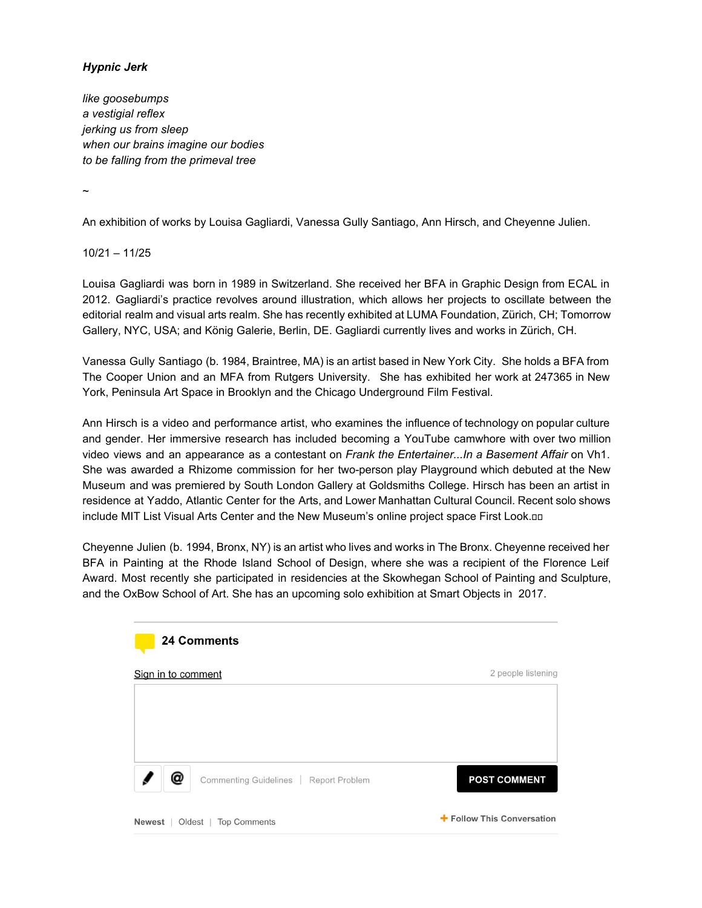***Hypnic Jerk***

*like goosebumps*
*a vestigial reflex*
*jerking us from sleep*
*when our brains imagine our bodies*
*to be falling from the primeval tree*

~

An exhibition of works by Louisa Gagliardi, Vanessa Gully Santiago, Ann Hirsch, and Cheyenne Julien.

10/21 – 11/25

Louisa Gagliardi was born in 1989 in Switzerland. She received her BFA in Graphic Design from ECAL in 2012. Gagliardi's practice revolves around illustration, which allows her projects to oscillate between the editorial realm and visual arts realm. She has recently exhibited at LUMA Foundation, Zürich, CH; Tomorrow Gallery, NYC, USA; and König Galerie, Berlin, DE. Gagliardi currently lives and works in Zürich, CH.

Vanessa Gully Santiago (b. 1984, Braintree, MA) is an artist based in New York City. She holds a BFA from The Cooper Union and an MFA from Rutgers University. She has exhibited her work at 247365 in New York, Peninsula Art Space in Brooklyn and the Chicago Underground Film Festival.

Ann Hirsch is a video and performance artist, who examines the influence of technology on popular culture and gender. Her immersive research has included becoming a YouTube camwhore with over two million video views and an appearance as a contestant on *Frank the Entertainer...In a Basement Affair* on Vh1. She was awarded a Rhizome commission for her two-person play Playground which debuted at the New Museum and was premiered by South London Gallery at Goldsmiths College. Hirsch has been an artist in residence at Yaddo, Atlantic Center for the Arts, and Lower Manhattan Cultural Council. Recent solo shows include MIT List Visual Arts Center and the New Museum's online project space First Look.

Cheyenne Julien (b. 1994, Bronx, NY) is an artist who lives and works in The Bronx. Cheyenne received her BFA in Painting at the Rhode Island School of Design, where she was a recipient of the Florence Leif Award. Most recently she participated in residencies at the Skowhegan School of Painting and Sculpture, and the OxBow School of Art. She has an upcoming solo exhibition at Smart Objects in 2017.

**24 Comments**

Sign in to comment — 2 people listening

Commenting Guidelines | Report Problem — **POST COMMENT**

Newest | Oldest | Top Comments — + Follow This Conversation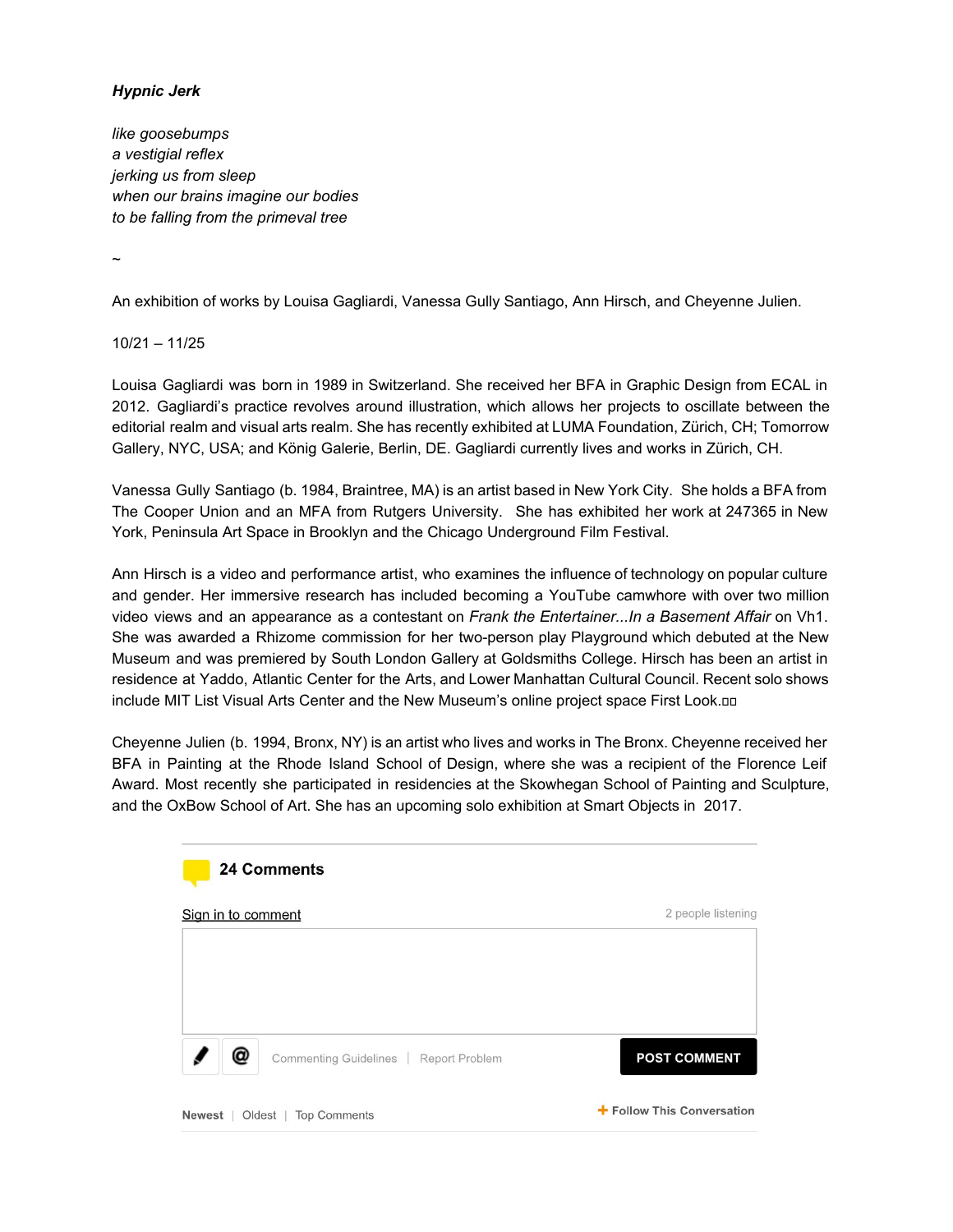***Hypnic Jerk***

*like goosebumps*
*a vestigial reflex*
*jerking us from sleep*
*when our brains imagine our bodies*
*to be falling from the primeval tree*

~

An exhibition of works by Louisa Gagliardi, Vanessa Gully Santiago, Ann Hirsch, and Cheyenne Julien.

10/21 – 11/25

Louisa Gagliardi was born in 1989 in Switzerland. She received her BFA in Graphic Design from ECAL in 2012. Gagliardi's practice revolves around illustration, which allows her projects to oscillate between the editorial realm and visual arts realm. She has recently exhibited at LUMA Foundation, Zürich, CH; Tomorrow Gallery, NYC, USA; and König Galerie, Berlin, DE. Gagliardi currently lives and works in Zürich, CH.

Vanessa Gully Santiago (b. 1984, Braintree, MA) is an artist based in New York City. She holds a BFA from The Cooper Union and an MFA from Rutgers University. She has exhibited her work at 247365 in New York, Peninsula Art Space in Brooklyn and the Chicago Underground Film Festival.

Ann Hirsch is a video and performance artist, who examines the influence of technology on popular culture and gender. Her immersive research has included becoming a YouTube camwhore with over two million video views and an appearance as a contestant on *Frank the Entertainer...In a Basement Affair* on Vh1. She was awarded a Rhizome commission for her two-person play Playground which debuted at the New Museum and was premiered by South London Gallery at Goldsmiths College. Hirsch has been an artist in residence at Yaddo, Atlantic Center for the Arts, and Lower Manhattan Cultural Council. Recent solo shows include MIT List Visual Arts Center and the New Museum's online project space First Look.

Cheyenne Julien (b. 1994, Bronx, NY) is an artist who lives and works in The Bronx. Cheyenne received her BFA in Painting at the Rhode Island School of Design, where she was a recipient of the Florence Leif Award. Most recently she participated in residencies at the Skowhegan School of Painting and Sculpture, and the OxBow School of Art. She has an upcoming solo exhibition at Smart Objects in 2017.

**24 Comments**

Sign in to comment

2 people listening

Commenting Guidelines | Report Problem

POST COMMENT

Newest | Oldest | Top Comments

+ Follow This Conversation